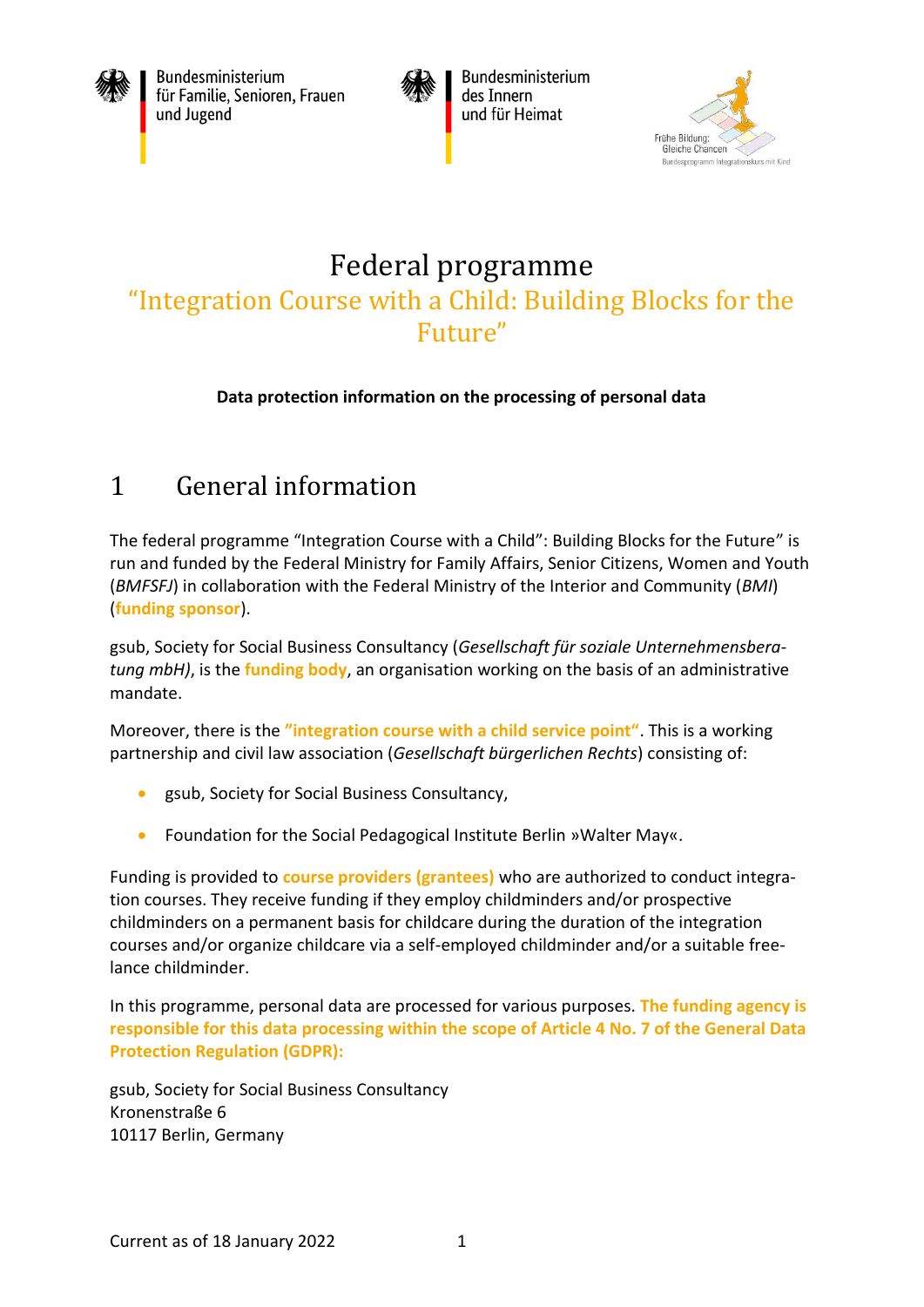Bundesministerium für Familie, Senioren, Frauen und Jugend

Bundesministerium des Innern und für Heimat

Frühe Bildung: Gleiche Chancen
Bundesprogramm Integrationskurs mit Kind

# Federal programme
# "Integration Course with a Child: Building Blocks for the Future"

**Data protection information on the processing of personal data**

## 1 General information

The federal programme "Integration Course with a Child": Building Blocks for the Future" is run and funded by the Federal Ministry for Family Affairs, Senior Citizens, Women and Youth (*BMFSFJ*) in collaboration with the Federal Ministry of the Interior and Community (*BMI*) (**funding sponsor**).

gsub, Society for Social Business Consultancy (*Gesellschaft für soziale Unternehmensberatung mbH)*, is the **funding body**, an organisation working on the basis of an administrative mandate.

Moreover, there is the **"integration course with a child service point"**. This is a working partnership and civil law association (*Gesellschaft bürgerlichen Rechts*) consisting of:

- gsub, Society for Social Business Consultancy,
- Foundation for the Social Pedagogical Institute Berlin »Walter May«.

Funding is provided to **course providers (grantees)** who are authorized to conduct integration courses. They receive funding if they employ childminders and/or prospective childminders on a permanent basis for childcare during the duration of the integration courses and/or organize childcare via a self-employed childminder and/or a suitable freelance childminder.

In this programme, personal data are processed for various purposes. **The funding agency is responsible for this data processing within the scope of Article 4 No. 7 of the General Data Protection Regulation (GDPR):**

gsub, Society for Social Business Consultancy
Kronenstraße 6
10117 Berlin, Germany

Current as of 18 January 2022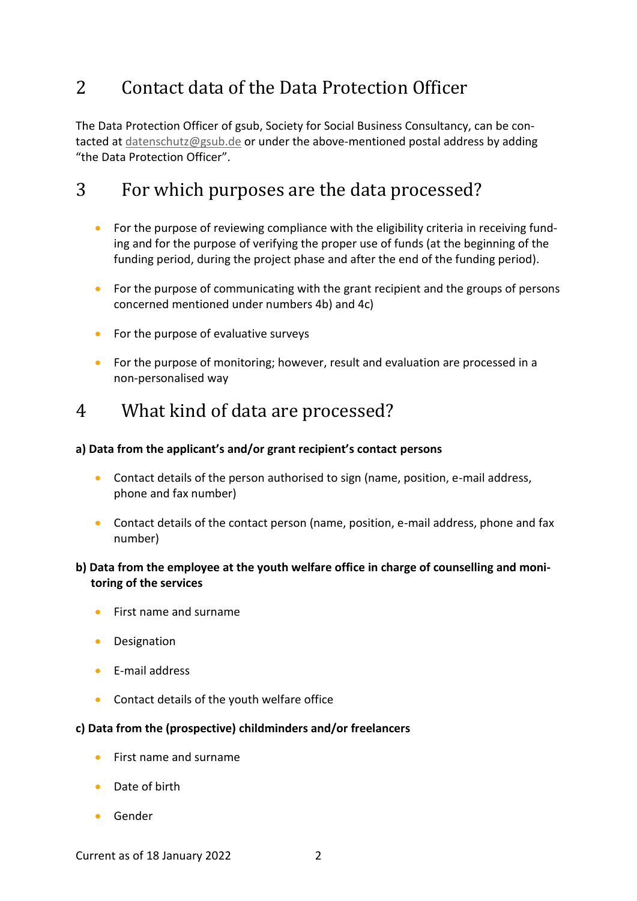## 2 Contact data of the Data Protection Officer

The Data Protection Officer of gsub, Society for Social Business Consultancy, can be contacted at datenschutz@gsub.de or under the above-mentioned postal address by adding "the Data Protection Officer".

## 3 For which purposes are the data processed?

- For the purpose of reviewing compliance with the eligibility criteria in receiving funding and for the purpose of verifying the proper use of funds (at the beginning of the funding period, during the project phase and after the end of the funding period).
- For the purpose of communicating with the grant recipient and the groups of persons concerned mentioned under numbers 4b) and 4c)
- For the purpose of evaluative surveys
- For the purpose of monitoring; however, result and evaluation are processed in a non-personalised way

## 4 What kind of data are processed?

**a) Data from the applicant's and/or grant recipient's contact persons**

- Contact details of the person authorised to sign (name, position, e-mail address, phone and fax number)
- Contact details of the contact person (name, position, e-mail address, phone and fax number)

**b) Data from the employee at the youth welfare office in charge of counselling and monitoring of the services**

- First name and surname
- Designation
- E-mail address
- Contact details of the youth welfare office

**c) Data from the (prospective) childminders and/or freelancers**

- First name and surname
- Date of birth
- Gender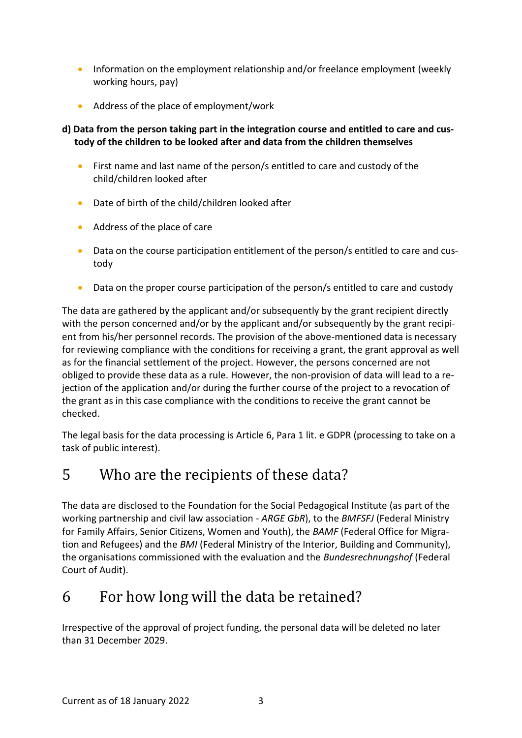- Information on the employment relationship and/or freelance employment (weekly working hours, pay)
- Address of the place of employment/work

**d) Data from the person taking part in the integration course and entitled to care and custody of the children to be looked after and data from the children themselves**

- First name and last name of the person/s entitled to care and custody of the child/children looked after
- Date of birth of the child/children looked after
- Address of the place of care
- Data on the course participation entitlement of the person/s entitled to care and custody
- Data on the proper course participation of the person/s entitled to care and custody

The data are gathered by the applicant and/or subsequently by the grant recipient directly with the person concerned and/or by the applicant and/or subsequently by the grant recipient from his/her personnel records. The provision of the above-mentioned data is necessary for reviewing compliance with the conditions for receiving a grant, the grant approval as well as for the financial settlement of the project. However, the persons concerned are not obliged to provide these data as a rule. However, the non-provision of data will lead to a rejection of the application and/or during the further course of the project to a revocation of the grant as in this case compliance with the conditions to receive the grant cannot be checked.

The legal basis for the data processing is Article 6, Para 1 lit. e GDPR (processing to take on a task of public interest).

# 5 Who are the recipients of these data?

The data are disclosed to the Foundation for the Social Pedagogical Institute (as part of the working partnership and civil law association - *ARGE GbR*), to the *BMFSFJ* (Federal Ministry for Family Affairs, Senior Citizens, Women and Youth), the *BAMF* (Federal Office for Migration and Refugees) and the *BMI* (Federal Ministry of the Interior, Building and Community), the organisations commissioned with the evaluation and the *Bundesrechnungshof* (Federal Court of Audit).

# 6 For how long will the data be retained?

Irrespective of the approval of project funding, the personal data will be deleted no later than 31 December 2029.

Current as of 18 January 2022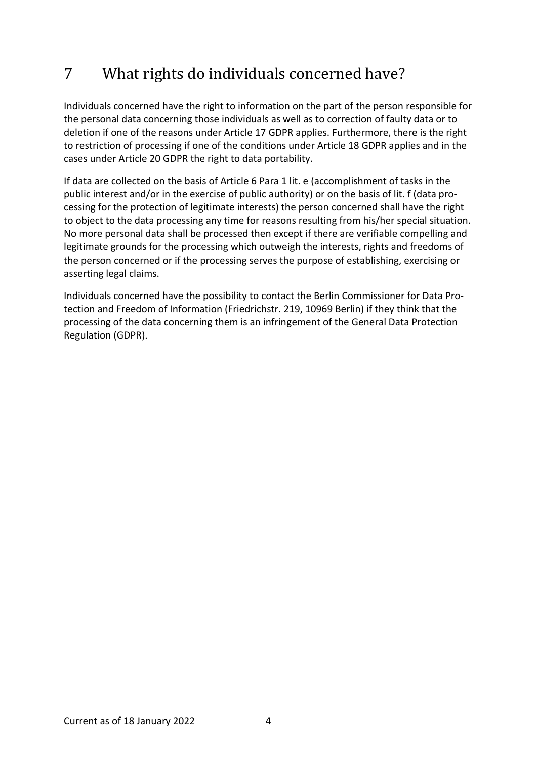# 7 What rights do individuals concerned have?

Individuals concerned have the right to information on the part of the person responsible for the personal data concerning those individuals as well as to correction of faulty data or to deletion if one of the reasons under Article 17 GDPR applies. Furthermore, there is the right to restriction of processing if one of the conditions under Article 18 GDPR applies and in the cases under Article 20 GDPR the right to data portability.

If data are collected on the basis of Article 6 Para 1 lit. e (accomplishment of tasks in the public interest and/or in the exercise of public authority) or on the basis of lit. f (data processing for the protection of legitimate interests) the person concerned shall have the right to object to the data processing any time for reasons resulting from his/her special situation. No more personal data shall be processed then except if there are verifiable compelling and legitimate grounds for the processing which outweigh the interests, rights and freedoms of the person concerned or if the processing serves the purpose of establishing, exercising or asserting legal claims.

Individuals concerned have the possibility to contact the Berlin Commissioner for Data Protection and Freedom of Information (Friedrichstr. 219, 10969 Berlin) if they think that the processing of the data concerning them is an infringement of the General Data Protection Regulation (GDPR).

Current as of 18 January 2022